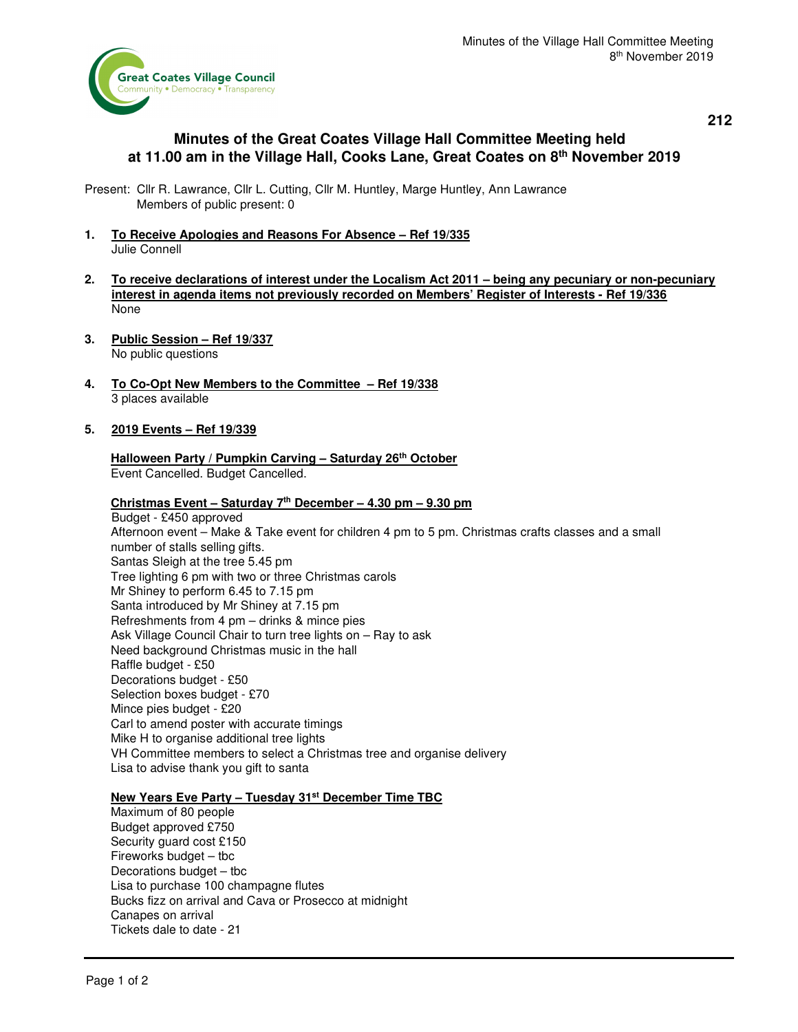# Minutes of the Great Coates Village Hall Committee Meeting held at 11.00 am in the Village Hall, Cooks Lane, Great Coates on 8th November 2019

Present: Cllr R. Lawrance, Cllr L. Cutting, Cllr M. Huntley, Marge Huntley, Ann Lawrance
Members of public present: 0

**1. To Receive Apologies and Reasons For Absence – Ref 19/335**
Julie Connell

**2. To receive declarations of interest under the Localism Act 2011 – being any pecuniary or non-pecuniary interest in agenda items not previously recorded on Members' Register of Interests - Ref 19/336**
None

**3. Public Session – Ref 19/337**
No public questions

**4. To Co-Opt New Members to the Committee – Ref 19/338**
3 places available

**5. 2019 Events – Ref 19/339**

**Halloween Party / Pumpkin Carving – Saturday 26th October**
Event Cancelled. Budget Cancelled.

**Christmas Event – Saturday 7th December – 4.30 pm – 9.30 pm**
Budget - £450 approved
Afternoon event – Make & Take event for children 4 pm to 5 pm. Christmas crafts classes and a small number of stalls selling gifts.
Santas Sleigh at the tree 5.45 pm
Tree lighting 6 pm with two or three Christmas carols
Mr Shiney to perform 6.45 to 7.15 pm
Santa introduced by Mr Shiney at 7.15 pm
Refreshments from 4 pm – drinks & mince pies
Ask Village Council Chair to turn tree lights on – Ray to ask
Need background Christmas music in the hall
Raffle budget - £50
Decorations budget - £50
Selection boxes budget - £70
Mince pies budget - £20
Carl to amend poster with accurate timings
Mike H to organise additional tree lights
VH Committee members to select a Christmas tree and organise delivery
Lisa to advise thank you gift to santa

**New Years Eve Party – Tuesday 31st December Time TBC**
Maximum of 80 people
Budget approved £750
Security guard cost £150
Fireworks budget – tbc
Decorations budget – tbc
Lisa to purchase 100 champagne flutes
Bucks fizz on arrival and Cava or Prosecco at midnight
Canapes on arrival
Tickets dale to date - 21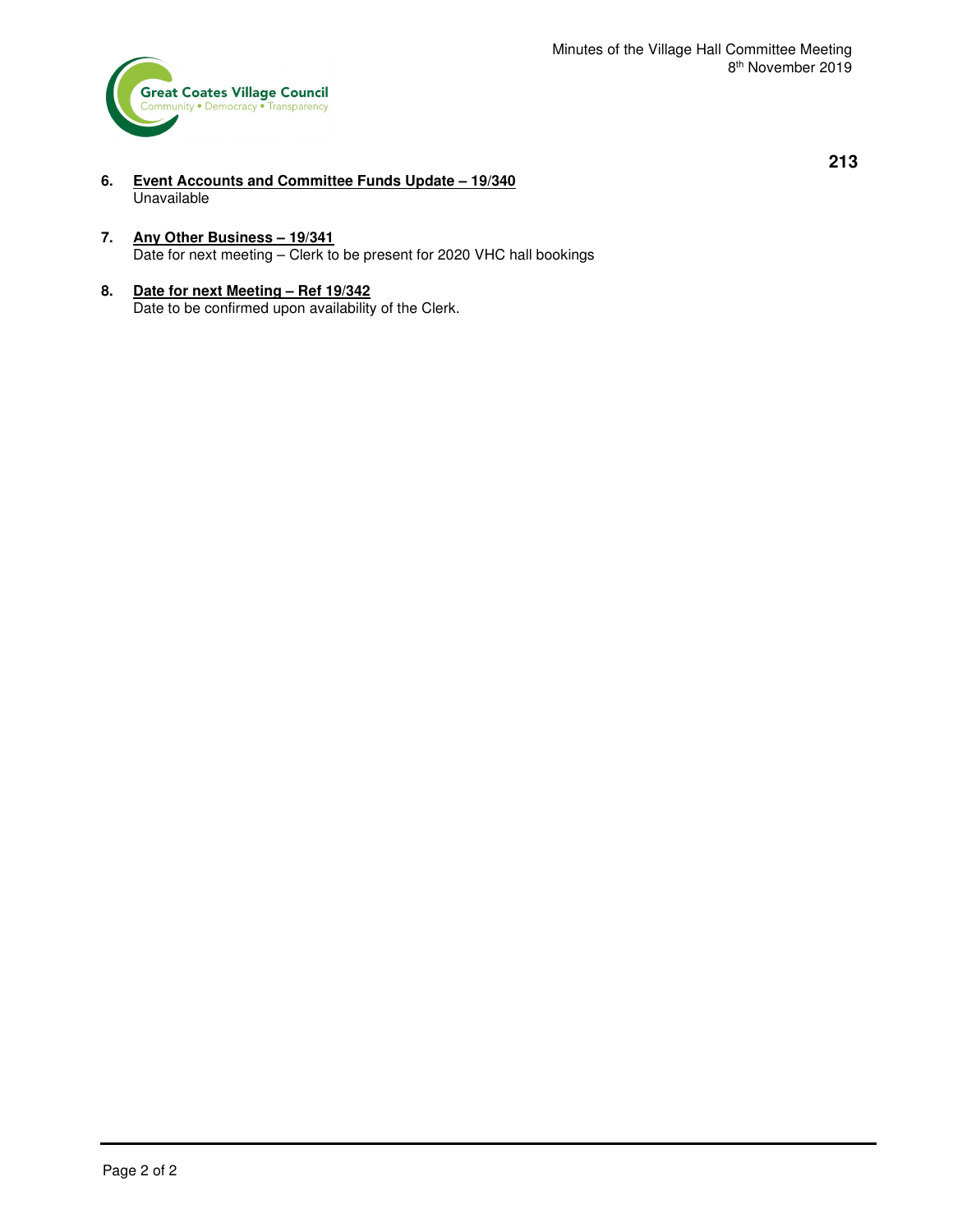**6. Event Accounts and Committee Funds Update – 19/340**
Unavailable

**7. Any Other Business – 19/341**
Date for next meeting – Clerk to be present for 2020 VHC hall bookings

**8. Date for next Meeting – Ref 19/342**
Date to be confirmed upon availability of the Clerk.